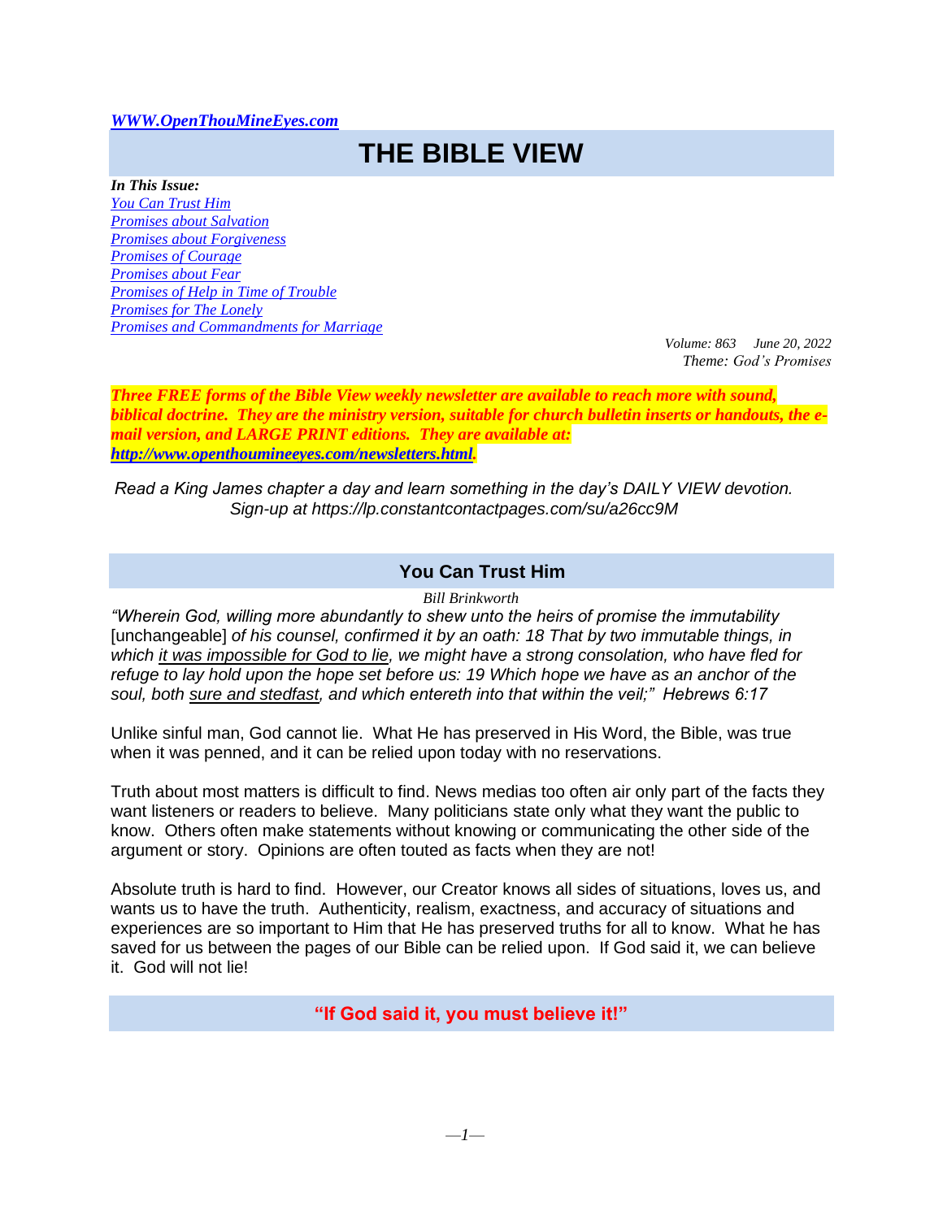*[WWW.OpenThouMineEyes.com](http://WWW.OpenThouMineEyes.com)*

# THE BIBLE VIEW

***In This Issue:***
*You Can Trust Him*
*Promises about Salvation*
*Promises about Forgiveness*
*Promises of Courage*
*Promises about Fear*
*Promises of Help in Time of Trouble*
*Promises for The Lonely*
*Promises and Commandments for Marriage*

*Volume: 863 June 20, 2022*
*Theme: God's Promises*

***Three FREE forms of the Bible View weekly newsletter are available to reach more with sound, biblical doctrine. They are the ministry version, suitable for church bulletin inserts or handouts, the e-mail version, and LARGE PRINT editions. They are available at: http://www.openthoumineeyes.com/newsletters.html.***

*Read a King James chapter a day and learn something in the day's DAILY VIEW devotion. Sign-up at https://lp.constantcontactpages.com/su/a26cc9M*

## You Can Trust Him

*Bill Brinkworth*

*"Wherein God, willing more abundantly to shew unto the heirs of promise the immutability* [unchangeable] *of his counsel, confirmed it by an oath: 18 That by two immutable things, in which it was impossible for God to lie, we might have a strong consolation, who have fled for refuge to lay hold upon the hope set before us: 19 Which hope we have as an anchor of the soul, both sure and stedfast, and which entereth into that within the veil;" Hebrews 6:17*

Unlike sinful man, God cannot lie. What He has preserved in His Word, the Bible, was true when it was penned, and it can be relied upon today with no reservations.

Truth about most matters is difficult to find. News medias too often air only part of the facts they want listeners or readers to believe. Many politicians state only what they want the public to know. Others often make statements without knowing or communicating the other side of the argument or story. Opinions are often touted as facts when they are not!

Absolute truth is hard to find. However, our Creator knows all sides of situations, loves us, and wants us to have the truth. Authenticity, realism, exactness, and accuracy of situations and experiences are so important to Him that He has preserved truths for all to know. What he has saved for us between the pages of our Bible can be relied upon. If God said it, we can believe it. God will not lie!

**"If God said it, you must believe it!"**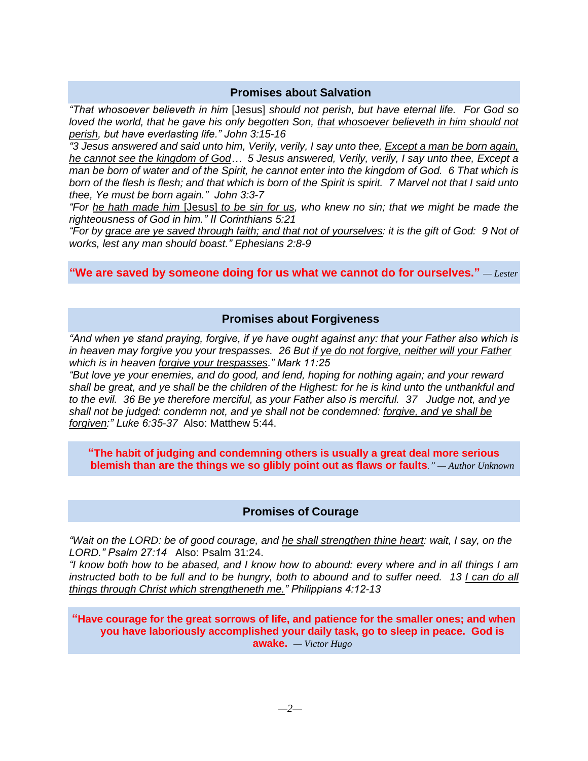## Promises about Salvation

*"That whosoever believeth in him* [Jesus] *should not perish, but have eternal life. For God so loved the world, that he gave his only begotten Son, <u>that whosoever believeth in him should not perish</u>, but have everlasting life." John 3:15-16*

*"3 Jesus answered and said unto him, Verily, verily, I say unto thee, <u>Except a man be born again, he cannot see the kingdom of God</u>… 5 Jesus answered, Verily, verily, I say unto thee, Except a man be born of water and of the Spirit, he cannot enter into the kingdom of God. 6 That which is born of the flesh is flesh; and that which is born of the Spirit is spirit. 7 Marvel not that I said unto thee, Ye must be born again." John 3:3-7*

*"For <u>he hath made him</u>* <u>[Jesus]</u> *<u>to be sin for us</u>, who knew no sin; that we might be made the righteousness of God in him." II Corinthians 5:21*

*"For by <u>grace are ye saved through faith; and that not of yourselves</u>: it is the gift of God: 9 Not of works, lest any man should boast." Ephesians 2:8-9*

**"We are saved by someone doing for us what we cannot do for ourselves."** *— Lester*

## Promises about Forgiveness

*"And when ye stand praying, forgive, if ye have ought against any: that your Father also which is in heaven may forgive you your trespasses. 26 But <u>if ye do not forgive, neither will your Father</u> which is in heaven <u>forgive your trespasses</u>." Mark 11:25*

*"But love ye your enemies, and do good, and lend, hoping for nothing again; and your reward shall be great, and ye shall be the children of the Highest: for he is kind unto the unthankful and to the evil. 36 Be ye therefore merciful, as your Father also is merciful. 37 Judge not, and ye shall not be judged: condemn not, and ye shall not be condemned: <u>forgive, and ye shall be forgiven</u>:" Luke 6:35-37* Also: Matthew 5:44.

**"The habit of judging and condemning others is usually a great deal more serious blemish than are the things we so glibly point out as flaws or faults**." *— Author Unknown*

## Promises of Courage

*"Wait on the LORD: be of good courage, and <u>he shall strengthen thine heart</u>: wait, I say, on the LORD." Psalm 27:14* Also: Psalm 31:24.

*"I know both how to be abased, and I know how to abound: every where and in all things I am instructed both to be full and to be hungry, both to abound and to suffer need. 13 <u>I can do all things through Christ which strengtheneth me.</u>" Philippians 4:12-13*

**"Have courage for the great sorrows of life, and patience for the smaller ones; and when you have laboriously accomplished your daily task, go to sleep in peace. God is awake.** *— Victor Hugo*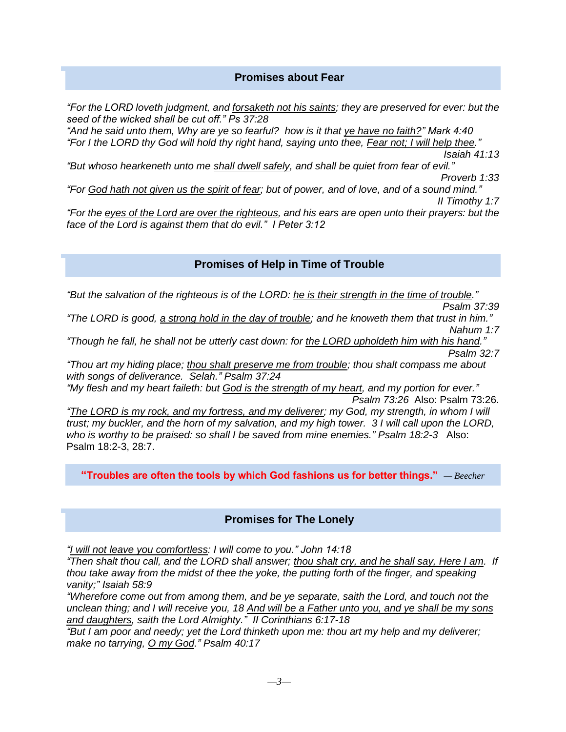## Promises about Fear

*"For the LORD loveth judgment, and <u>forsaketh not his saints</u>; they are preserved for ever: but the seed of the wicked shall be cut off." Ps 37:28*
*"And he said unto them, Why are ye so fearful? how is it that <u>ye have no faith?</u>" Mark 4:40*
*"For I the LORD thy God will hold thy right hand, saying unto thee, <u>Fear not; I will help thee</u>."*
*Isaiah 41:13*
*"But whoso hearkeneth unto me <u>shall dwell safely</u>, and shall be quiet from fear of evil."*
*Proverb 1:33*
*"For <u>God hath not given us the spirit of fear</u>; but of power, and of love, and of a sound mind."*
*II Timothy 1:7*
*"For the <u>eyes of the Lord are over the righteous</u>, and his ears are open unto their prayers: but the face of the Lord is against them that do evil." I Peter 3:12*

## Promises of Help in Time of Trouble

*"But the salvation of the righteous is of the LORD: <u>he is their strength in the time of trouble</u>."*
*Psalm 37:39*
*"The LORD is good, <u>a strong hold in the day of trouble</u>; and he knoweth them that trust in him."*
*Nahum 1:7*
*"Though he fall, he shall not be utterly cast down: for <u>the LORD upholdeth him with his hand</u>."*
*Psalm 32:7*
*"Thou art my hiding place; <u>thou shalt preserve me from trouble</u>; thou shalt compass me about with songs of deliverance. Selah." Psalm 37:24*
*"My flesh and my heart faileth: but <u>God is the strength of my heart</u>, and my portion for ever."*
*Psalm 73:26* Also: Psalm 73:26.
*"<u>The LORD is my rock, and my fortress, and my deliverer</u>; my God, my strength, in whom I will trust; my buckler, and the horn of my salvation, and my high tower. 3 I will call upon the LORD, who is worthy to be praised: so shall I be saved from mine enemies." Psalm 18:2-3* Also: Psalm 18:2-3, 28:7.

**"Troubles are often the tools by which God fashions us for better things."** *— Beecher*

## Promises for The Lonely

*"<u>I will not leave you comfortless</u>: I will come to you." John 14:18*
*"Then shalt thou call, and the LORD shall answer; <u>thou shalt cry, and he shall say, Here I am</u>. If thou take away from the midst of thee the yoke, the putting forth of the finger, and speaking vanity;" Isaiah 58:9*
*"Wherefore come out from among them, and be ye separate, saith the Lord, and touch not the unclean thing; and I will receive you, 18 <u>And will be a Father unto you, and ye shall be my sons and daughters</u>, saith the Lord Almighty." II Corinthians 6:17-18*
*"But I am poor and needy; yet the Lord thinketh upon me: thou art my help and my deliverer; make no tarrying, <u>O my God</u>." Psalm 40:17*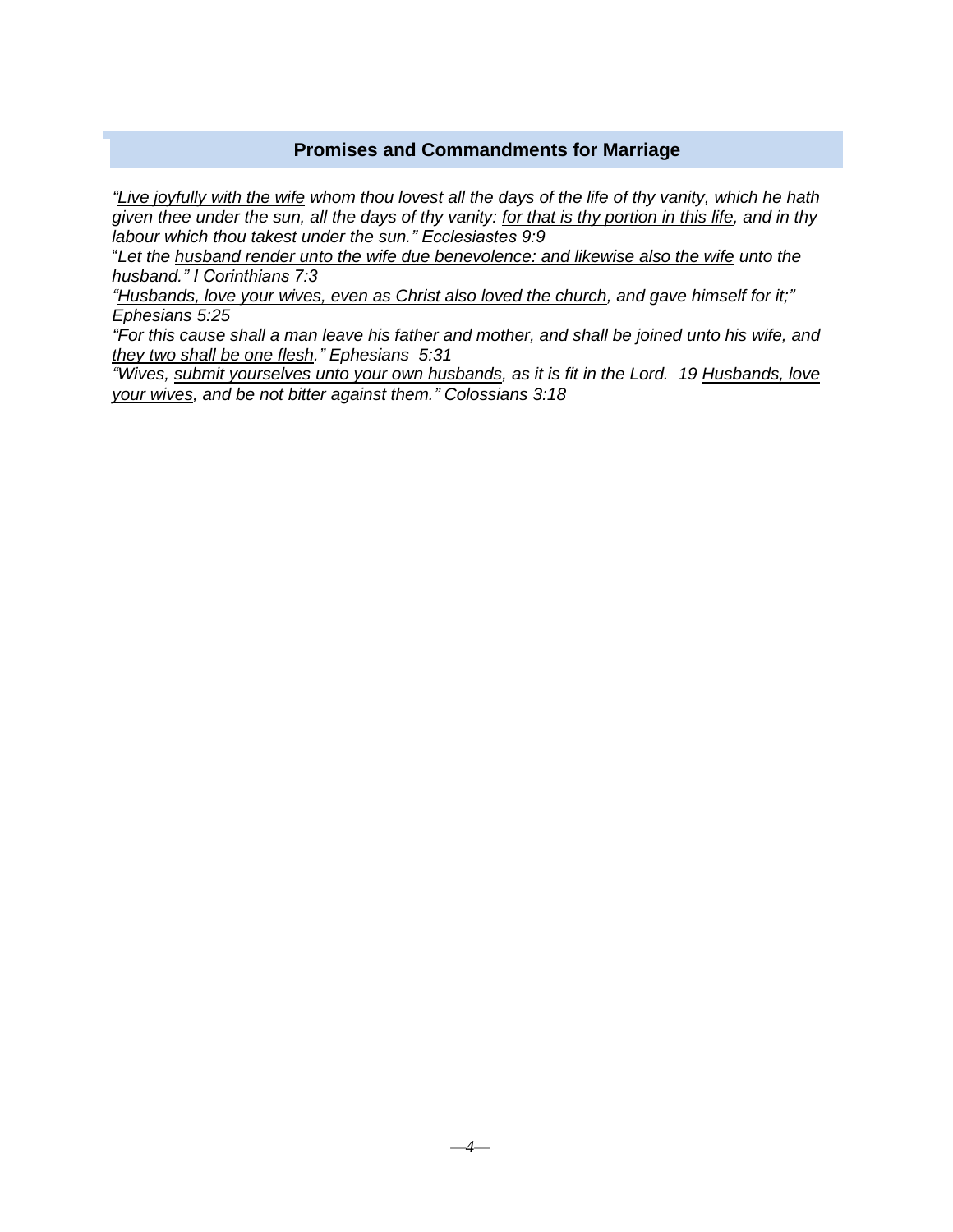## Promises and Commandments for Marriage

*"<u>Live joyfully with the wife</u> whom thou lovest all the days of the life of thy vanity, which he hath given thee under the sun, all the days of thy vanity: <u>for that is thy portion in this life</u>, and in thy labour which thou takest under the sun." Ecclesiastes 9:9*

"*Let the <u>husband render unto the wife due benevolence: and likewise also the wife</u> unto the husband." I Corinthians 7:3*

*"<u>Husbands, love your wives, even as Christ also loved the church</u>, and gave himself for it;" Ephesians 5:25*

*"For this cause shall a man leave his father and mother, and shall be joined unto his wife, and <u>they two shall be one flesh</u>." Ephesians 5:31*

*"Wives, <u>submit yourselves unto your own husbands</u>, as it is fit in the Lord. 19 <u>Husbands, love your wives</u>, and be not bitter against them." Colossians 3:18*